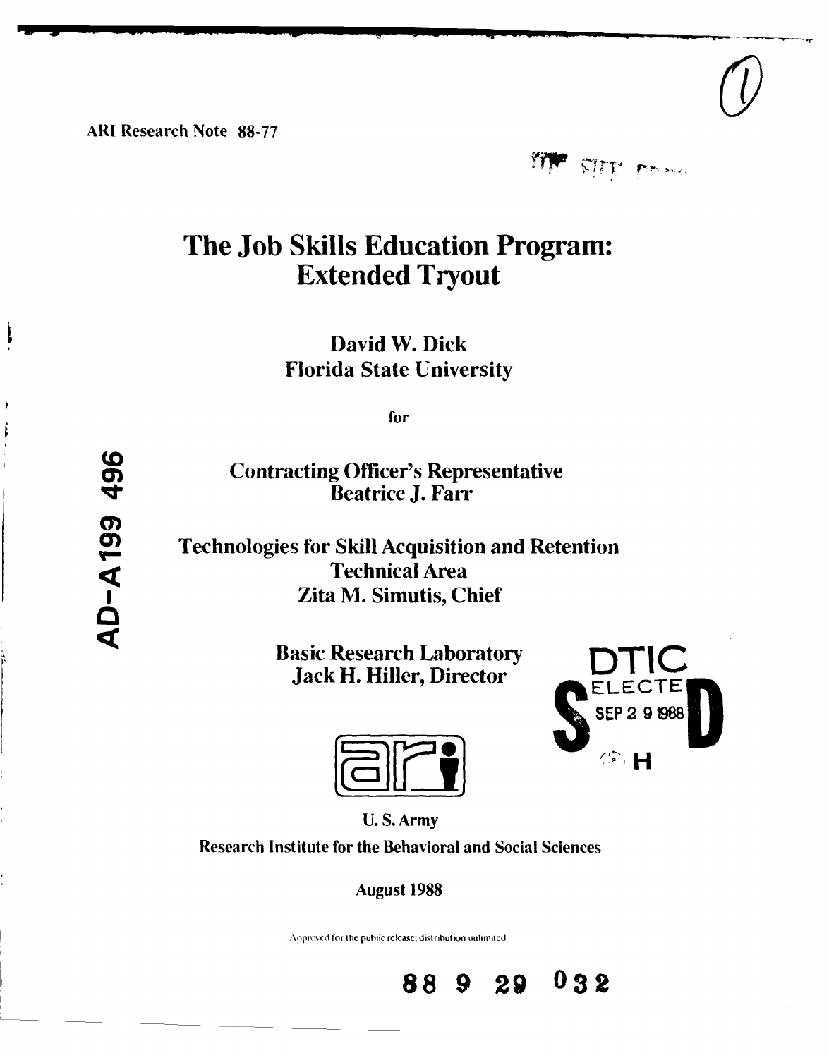ARI Research Note 88-77

AD-A199 496

# The Job Skills Education Program: Extended Tryout

David W. Dick
Florida State University

for

Contracting Officer's Representative
Beatrice J. Farr

Technologies for Skill Acquisition and Retention
Technical Area
Zita M. Simutis, Chief

Basic Research Laboratory
Jack H. Hiller, Director

DTIC ELECTE SEP 29 1988

U. S. Army
Research Institute for the Behavioral and Social Sciences

August 1988

Approved for the public release; distribution unlimited.

88 9 29 032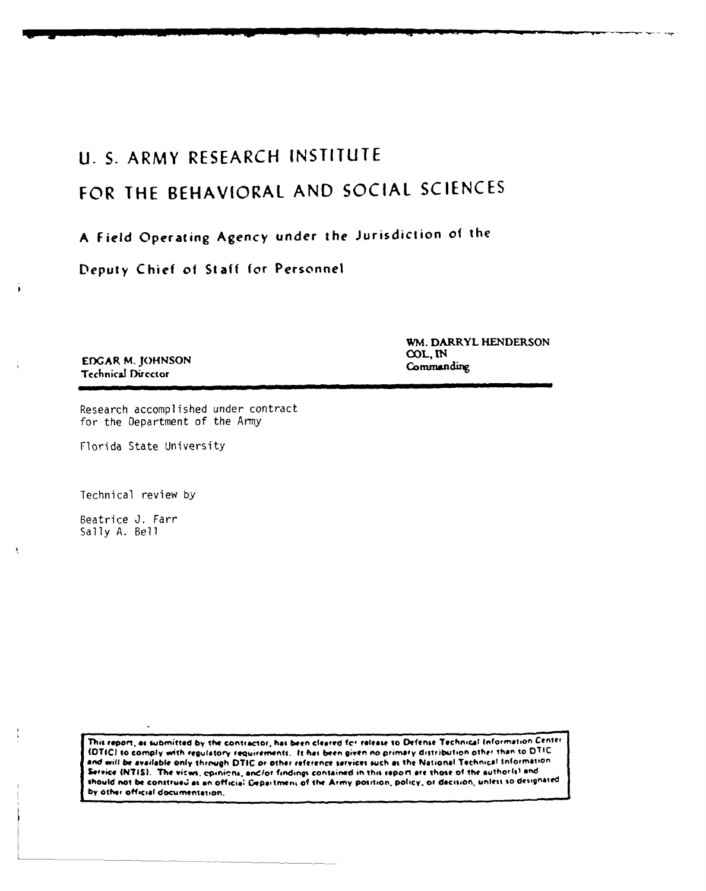# U. S. ARMY RESEARCH INSTITUTE

# FOR THE BEHAVIORAL AND SOCIAL SCIENCES

**A Field Operating Agency under the Jurisdiction of the Deputy Chief of Staff for Personnel**

| | |
|---|---|
| **EDGAR M. JOHNSON**<br>Technical Director | **WM. DARRYL HENDERSON**<br>COL, IN<br>Commanding |

Research accomplished under contract for the Department of the Army

Florida State University

Technical review by

Beatrice J. Farr
Sally A. Bell

**This report, as submitted by the contractor, has been cleared for release to Defense Technical Information Center (DTIC) to comply with regulatory requirements. It has been given no primary distribution other than to DTIC and will be available only through DTIC or other reference services such as the National Technical Information Service (NTIS). The views, opinions, and/or findings contained in this report are those of the author(s) and should not be construed as an official Department of the Army position, policy, or decision, unless so designated by other official documentation.**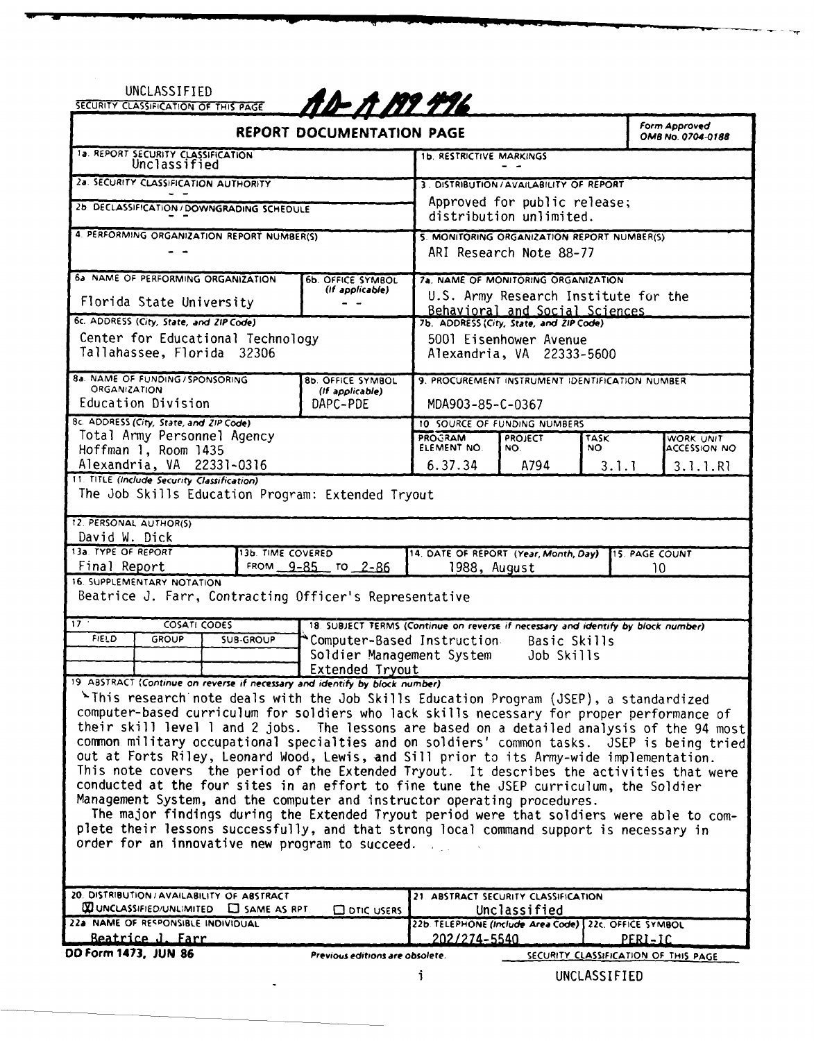UNCLASSIFIED

SECURITY CLASSIFICATION OF THIS PAGE

AD-A199 496

# REPORT DOCUMENTATION PAGE

Form Approved OMB No. 0704-0188

| | |
|---|---|
| 1a. REPORT SECURITY CLASSIFICATION<br>Unclassified | 1b. RESTRICTIVE MARKINGS<br>- - |
| 2a. SECURITY CLASSIFICATION AUTHORITY<br>- - | 3. DISTRIBUTION/AVAILABILITY OF REPORT<br>Approved for public release; distribution unlimited. |
| 2b. DECLASSIFICATION/DOWNGRADING SCHEDULE<br>- - | |
| 4. PERFORMING ORGANIZATION REPORT NUMBER(S)<br>- - | 5. MONITORING ORGANIZATION REPORT NUMBER(S)<br>ARI Research Note 88-77 |
| 6a. NAME OF PERFORMING ORGANIZATION<br>Florida State University<br>6b. OFFICE SYMBOL (If applicable)<br>- - | 7a. NAME OF MONITORING ORGANIZATION<br>U.S. Army Research Institute for the Behavioral and Social Sciences |
| 6c. ADDRESS (City, State, and ZIP Code)<br>Center for Educational Technology<br>Tallahassee, Florida 32306 | 7b. ADDRESS (City, State, and ZIP Code)<br>5001 Eisenhower Avenue<br>Alexandria, VA 22333-5600 |
| 8a. NAME OF FUNDING/SPONSORING ORGANIZATION<br>Education Division<br>8b. OFFICE SYMBOL (If applicable)<br>DAPC-PDE | 9. PROCUREMENT INSTRUMENT IDENTIFICATION NUMBER<br>MDA903-85-C-0367 |
| 8c. ADDRESS (City, State, and ZIP Code)<br>Total Army Personnel Agency<br>Hoffman 1, Room 1435<br>Alexandria, VA 22331-0316 | 10. SOURCE OF FUNDING NUMBERS<br>PROGRAM ELEMENT NO. 6.37.34<br>PROJECT NO. A794<br>TASK NO. 3.1.1<br>WORK UNIT ACCESSION NO. 3.1.1.R1 |

11. TITLE (Include Security Classification)
The Job Skills Education Program: Extended Tryout

12. PERSONAL AUTHOR(S)
David W. Dick

| 13a. TYPE OF REPORT | 13b. TIME COVERED | 14. DATE OF REPORT (Year, Month, Day) | 15. PAGE COUNT |
|---|---|---|---|
| Final Report | FROM 9-85 TO 2-86 | 1988, August | 10 |

16. SUPPLEMENTARY NOTATION
Beatrice J. Farr, Contracting Officer's Representative

| 17. COSATI CODES | | | 18. SUBJECT TERMS (Continue on reverse if necessary and identify by block number) |
|---|---|---|---|
| FIELD | GROUP | SUB-GROUP | Computer-Based Instruction; Basic Skills; Soldier Management System; Job Skills; Extended Tryout |

19. ABSTRACT (Continue on reverse if necessary and identify by block number)

This research note deals with the Job Skills Education Program (JSEP), a standardized computer-based curriculum for soldiers who lack skills necessary for proper performance of their skill level 1 and 2 jobs. The lessons are based on a detailed analysis of the 94 most common military occupational specialties and on soldiers' common tasks. JSEP is being tried out at Forts Riley, Leonard Wood, Lewis, and Sill prior to its Army-wide implementation. This note covers the period of the Extended Tryout. It describes the activities that were conducted at the four sites in an effort to fine tune the JSEP curriculum, the Soldier Management System, and the computer and instructor operating procedures.

The major findings during the Extended Tryout period were that soldiers were able to complete their lessons successfully, and that strong local command support is necessary in order for an innovative new program to succeed.

| | |
|---|---|
| 20. DISTRIBUTION/AVAILABILITY OF ABSTRACT<br>☒ UNCLASSIFIED/UNLIMITED ☐ SAME AS RPT. ☐ DTIC USERS | 21. ABSTRACT SECURITY CLASSIFICATION<br>Unclassified |
| 22a. NAME OF RESPONSIBLE INDIVIDUAL<br>Beatrice J. Farr | 22b. TELEPHONE (Include Area Code) 202/274-5540<br>22c. OFFICE SYMBOL PERI-IC |

DD Form 1473, JUN 86 — Previous editions are obsolete.

SECURITY CLASSIFICATION OF THIS PAGE

UNCLASSIFIED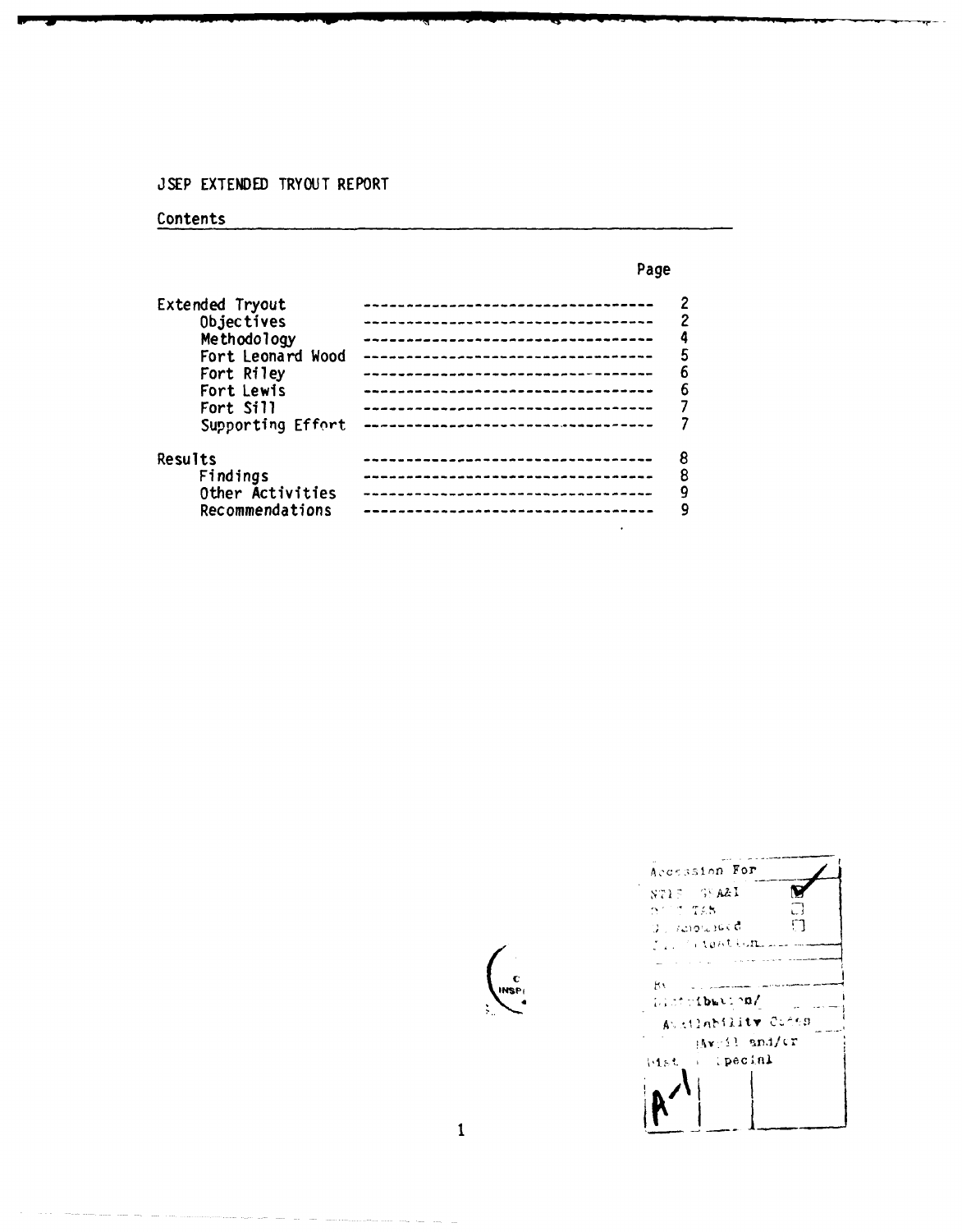JSEP EXTENDED TRYOUT REPORT

## Contents

| | Page |
|---|---|
| Extended Tryout | 2 |
| Objectives | 2 |
| Methodology | 4 |
| Fort Leonard Wood | 5 |
| Fort Riley | 6 |
| Fort Lewis | 6 |
| Fort Sill | 7 |
| Supporting Effort | 7 |
| Results | 8 |
| Findings | 8 |
| Other Activities | 9 |
| Recommendations | 9 |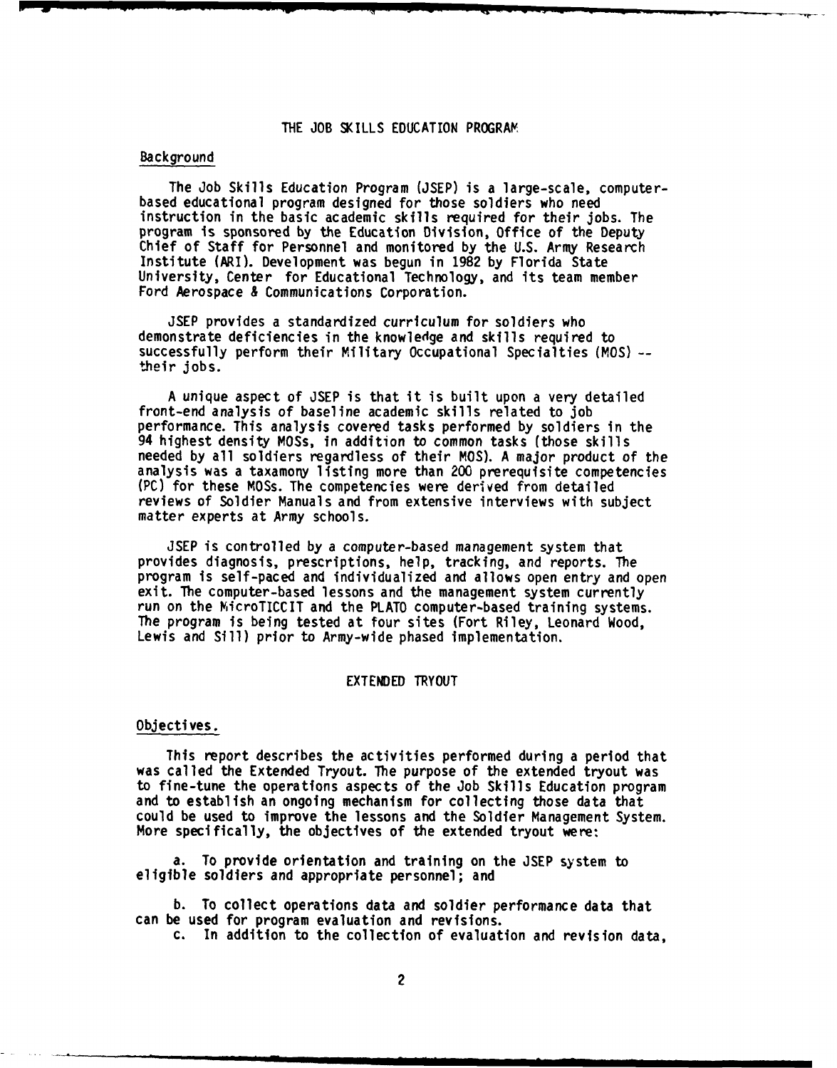# THE JOB SKILLS EDUCATION PROGRAM

## Background

The Job Skills Education Program (JSEP) is a large-scale, computer-based educational program designed for those soldiers who need instruction in the basic academic skills required for their jobs. The program is sponsored by the Education Division, Office of the Deputy Chief of Staff for Personnel and monitored by the U.S. Army Research Institute (ARI). Development was begun in 1982 by Florida State University, Center for Educational Technology, and its team member Ford Aerospace & Communications Corporation.

JSEP provides a standardized curriculum for soldiers who demonstrate deficiencies in the knowledge and skills required to successfully perform their Military Occupational Specialties (MOS) -- their jobs.

A unique aspect of JSEP is that it is built upon a very detailed front-end analysis of baseline academic skills related to job performance. This analysis covered tasks performed by soldiers in the 94 highest density MOSs, in addition to common tasks (those skills needed by all soldiers regardless of their MOS). A major product of the analysis was a taxamony listing more than 200 prerequisite competencies (PC) for these MOSs. The competencies were derived from detailed reviews of Soldier Manuals and from extensive interviews with subject matter experts at Army schools.

JSEP is controlled by a computer-based management system that provides diagnosis, prescriptions, help, tracking, and reports. The program is self-paced and individualized and allows open entry and open exit. The computer-based lessons and the management system currently run on the MicroTICCIT and the PLATO computer-based training systems. The program is being tested at four sites (Fort Riley, Leonard Wood, Lewis and Sill) prior to Army-wide phased implementation.

# EXTENDED TRYOUT

## Objectives.

This report describes the activities performed during a period that was called the Extended Tryout. The purpose of the extended tryout was to fine-tune the operations aspects of the Job Skills Education program and to establish an ongoing mechanism for collecting those data that could be used to improve the lessons and the Soldier Management System. More specifically, the objectives of the extended tryout were:

a. To provide orientation and training on the JSEP system to eligible soldiers and appropriate personnel; and

b. To collect operations data and soldier performance data that can be used for program evaluation and revisions.

c. In addition to the collection of evaluation and revision data,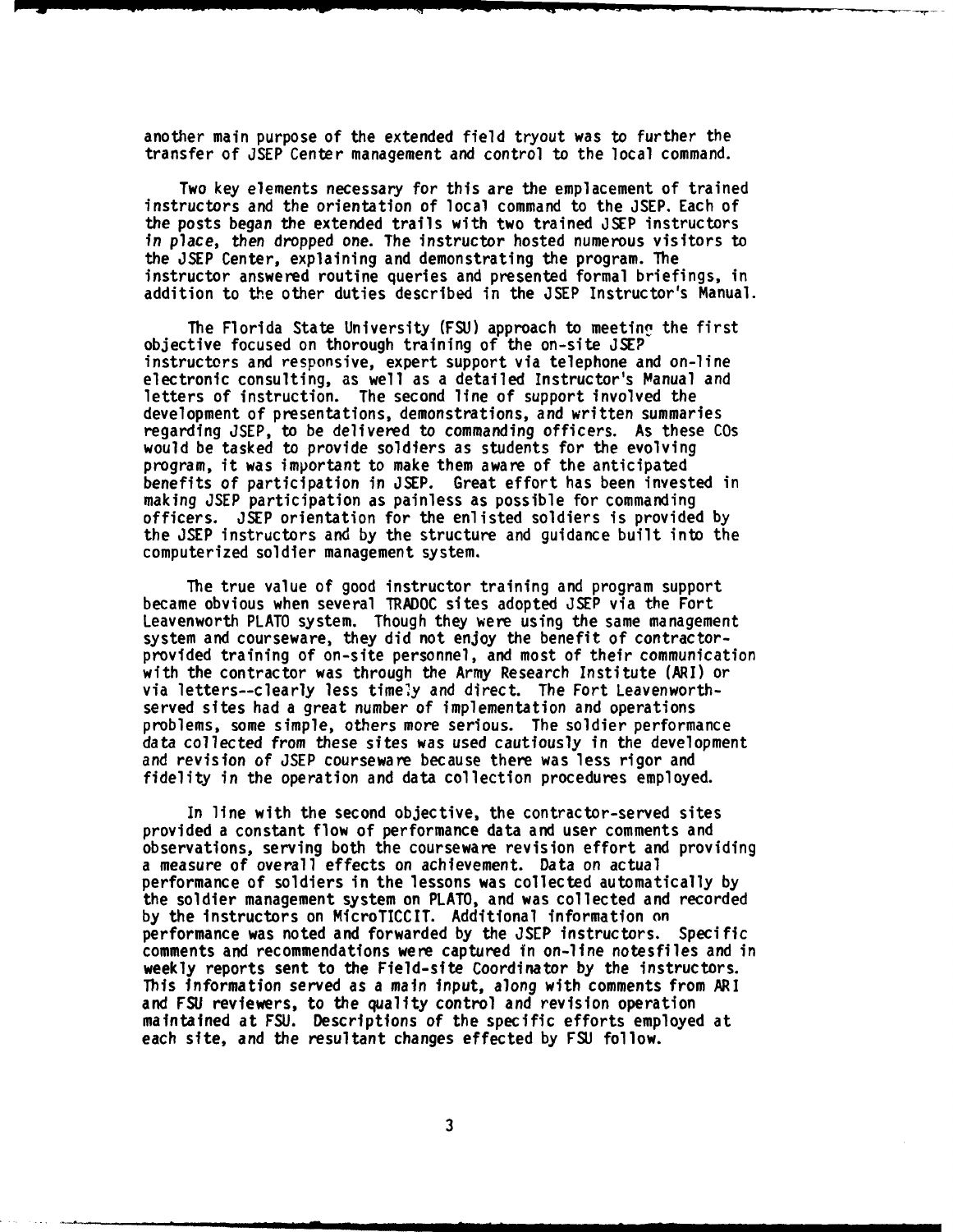another main purpose of the extended field tryout was to further the transfer of JSEP Center management and control to the local command.

Two key elements necessary for this are the emplacement of trained instructors and the orientation of local command to the JSEP. Each of the posts began the extended trails with two trained JSEP instructors in place, then dropped one. The instructor hosted numerous visitors to the JSEP Center, explaining and demonstrating the program. The instructor answered routine queries and presented formal briefings, in addition to the other duties described in the JSEP Instructor's Manual.

The Florida State University (FSU) approach to meeting the first objective focused on thorough training of the on-site JSEP instructors and responsive, expert support via telephone and on-line electronic consulting, as well as a detailed Instructor's Manual and letters of instruction. The second line of support involved the development of presentations, demonstrations, and written summaries regarding JSEP, to be delivered to commanding officers. As these COs would be tasked to provide soldiers as students for the evolving program, it was important to make them aware of the anticipated benefits of participation in JSEP. Great effort has been invested in making JSEP participation as painless as possible for commanding officers. JSEP orientation for the enlisted soldiers is provided by the JSEP instructors and by the structure and guidance built into the computerized soldier management system.

The true value of good instructor training and program support became obvious when several TRADOC sites adopted JSEP via the Fort Leavenworth PLATO system. Though they were using the same management system and courseware, they did not enjoy the benefit of contractor-provided training of on-site personnel, and most of their communication with the contractor was through the Army Research Institute (ARI) or via letters--clearly less timely and direct. The Fort Leavenworth-served sites had a great number of implementation and operations problems, some simple, others more serious. The soldier performance data collected from these sites was used cautiously in the development and revision of JSEP courseware because there was less rigor and fidelity in the operation and data collection procedures employed.

In line with the second objective, the contractor-served sites provided a constant flow of performance data and user comments and observations, serving both the courseware revision effort and providing a measure of overall effects on achievement. Data on actual performance of soldiers in the lessons was collected automatically by the soldier management system on PLATO, and was collected and recorded by the instructors on MicroTICCIT. Additional information on performance was noted and forwarded by the JSEP instructors. Specific comments and recommendations were captured in on-line notesfiles and in weekly reports sent to the Field-site Coordinator by the instructors. This information served as a main input, along with comments from ARI and FSU reviewers, to the quality control and revision operation maintained at FSU. Descriptions of the specific efforts employed at each site, and the resultant changes effected by FSU follow.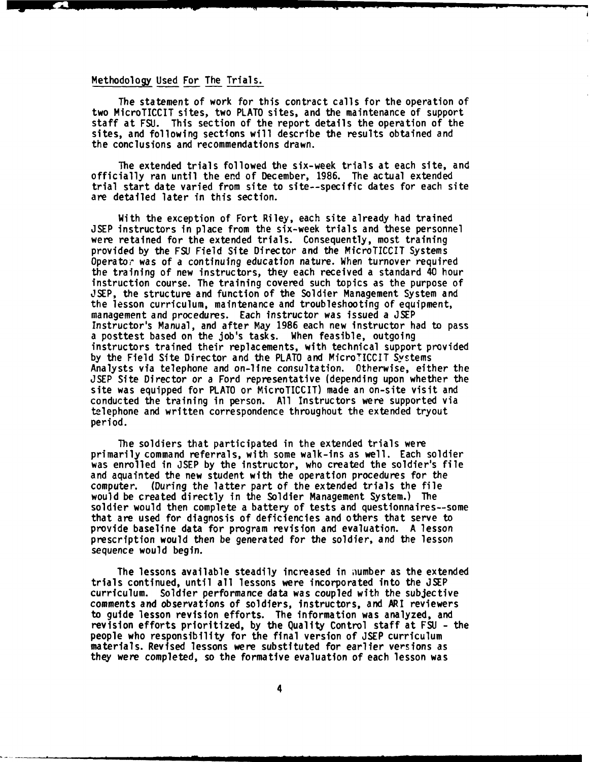Methodology Used For The Trials.

The statement of work for this contract calls for the operation of two MicroTICCIT sites, two PLATO sites, and the maintenance of support staff at FSU. This section of the report details the operation of the sites, and following sections will describe the results obtained and the conclusions and recommendations drawn.

The extended trials followed the six-week trials at each site, and officially ran until the end of December, 1986. The actual extended trial start date varied from site to site--specific dates for each site are detailed later in this section.

With the exception of Fort Riley, each site already had trained JSEP instructors in place from the six-week trials and these personnel were retained for the extended trials. Consequently, most training provided by the FSU Field Site Director and the MicroTICCIT Systems Operator was of a continuing education nature. When turnover required the training of new instructors, they each received a standard 40 hour instruction course. The training covered such topics as the purpose of JSEP, the structure and function of the Soldier Management System and the lesson curriculum, maintenance and troubleshooting of equipment, management and procedures. Each instructor was issued a JSEP Instructor's Manual, and after May 1986 each new instructor had to pass a posttest based on the job's tasks. When feasible, outgoing instructors trained their replacements, with technical support provided by the Field Site Director and the PLATO and MicroTICCIT Systems Analysts via telephone and on-line consultation. Otherwise, either the JSEP Site Director or a Ford representative (depending upon whether the site was equipped for PLATO or MicroTICCIT) made an on-site visit and conducted the training in person. All Instructors were supported via telephone and written correspondence throughout the extended tryout period.

The soldiers that participated in the extended trials were primarily command referrals, with some walk-ins as well. Each soldier was enrolled in JSEP by the instructor, who created the soldier's file and aquainted the new student with the operation procedures for the computer. (During the latter part of the extended trials the file would be created directly in the Soldier Management System.) The soldier would then complete a battery of tests and questionnaires--some that are used for diagnosis of deficiencies and others that serve to provide baseline data for program revision and evaluation. A lesson prescription would then be generated for the soldier, and the lesson sequence would begin.

The lessons available steadily increased in number as the extended trials continued, until all lessons were incorporated into the JSEP curriculum. Soldier performance data was coupled with the subjective comments and observations of soldiers, instructors, and ARI reviewers to guide lesson revision efforts. The information was analyzed, and revision efforts prioritized, by the Quality Control staff at FSU - the people who responsibility for the final version of JSEP curriculum materials. Revised lessons were substituted for earlier versions as they were completed, so the formative evaluation of each lesson was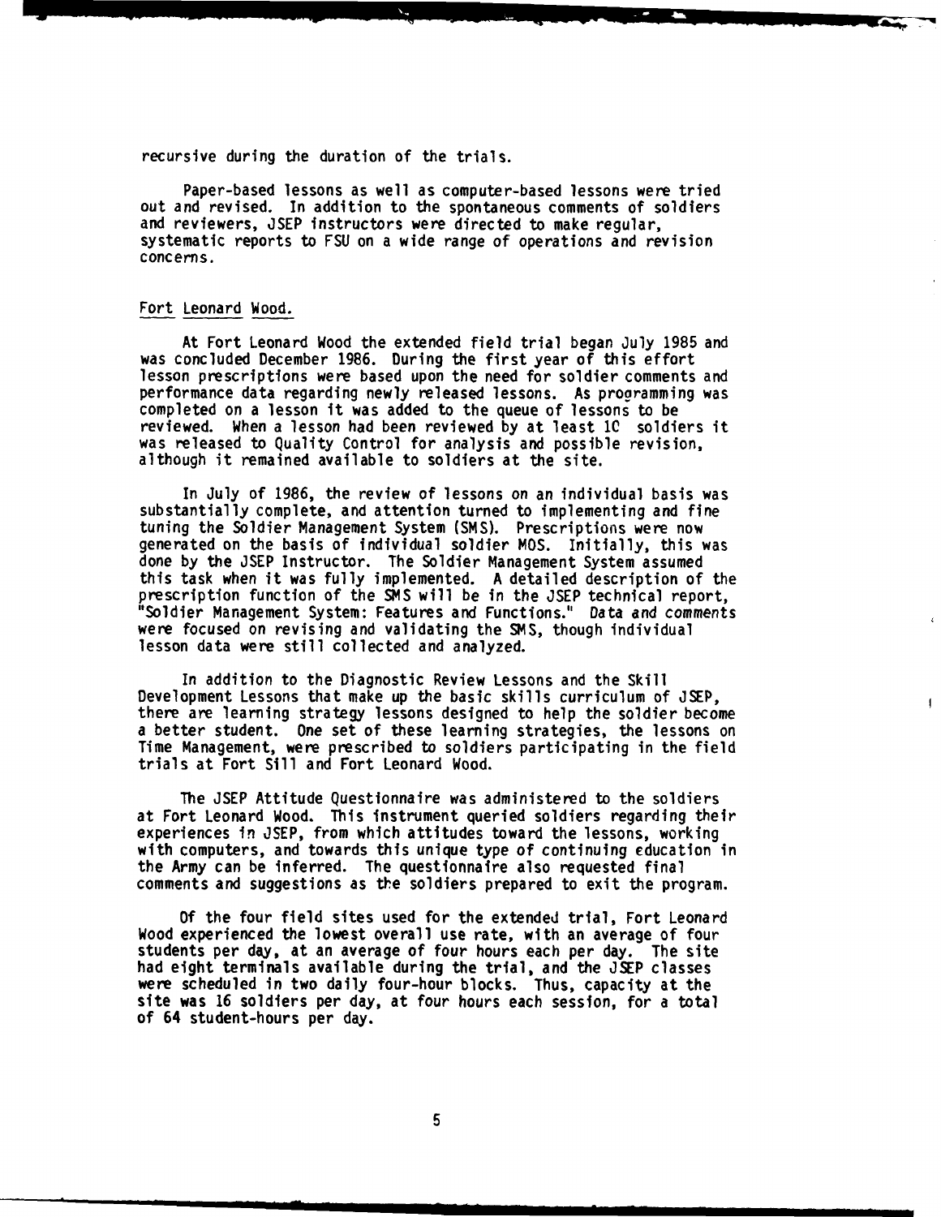recursive during the duration of the trials.

Paper-based lessons as well as computer-based lessons were tried out and revised. In addition to the spontaneous comments of soldiers and reviewers, JSEP instructors were directed to make regular, systematic reports to FSU on a wide range of operations and revision concerns.

### Fort Leonard Wood.

At Fort Leonard Wood the extended field trial began July 1985 and was concluded December 1986. During the first year of this effort lesson prescriptions were based upon the need for soldier comments and performance data regarding newly released lessons. As programming was completed on a lesson it was added to the queue of lessons to be reviewed. When a lesson had been reviewed by at least 10 soldiers it was released to Quality Control for analysis and possible revision, although it remained available to soldiers at the site.

In July of 1986, the review of lessons on an individual basis was substantially complete, and attention turned to implementing and fine tuning the Soldier Management System (SMS). Prescriptions were now generated on the basis of individual soldier MOS. Initially, this was done by the JSEP Instructor. The Soldier Management System assumed this task when it was fully implemented. A detailed description of the prescription function of the SMS will be in the JSEP technical report, "Soldier Management System: Features and Functions." Data and comments were focused on revising and validating the SMS, though individual lesson data were still collected and analyzed.

In addition to the Diagnostic Review Lessons and the Skill Development Lessons that make up the basic skills curriculum of JSEP, there are learning strategy lessons designed to help the soldier become a better student. One set of these learning strategies, the lessons on Time Management, were prescribed to soldiers participating in the field trials at Fort Sill and Fort Leonard Wood.

The JSEP Attitude Questionnaire was administered to the soldiers at Fort Leonard Wood. This instrument queried soldiers regarding their experiences in JSEP, from which attitudes toward the lessons, working with computers, and towards this unique type of continuing education in the Army can be inferred. The questionnaire also requested final comments and suggestions as the soldiers prepared to exit the program.

Of the four field sites used for the extended trial, Fort Leonard Wood experienced the lowest overall use rate, with an average of four students per day, at an average of four hours each per day. The site had eight terminals available during the trial, and the JSEP classes were scheduled in two daily four-hour blocks. Thus, capacity at the site was 16 soldiers per day, at four hours each session, for a total of 64 student-hours per day.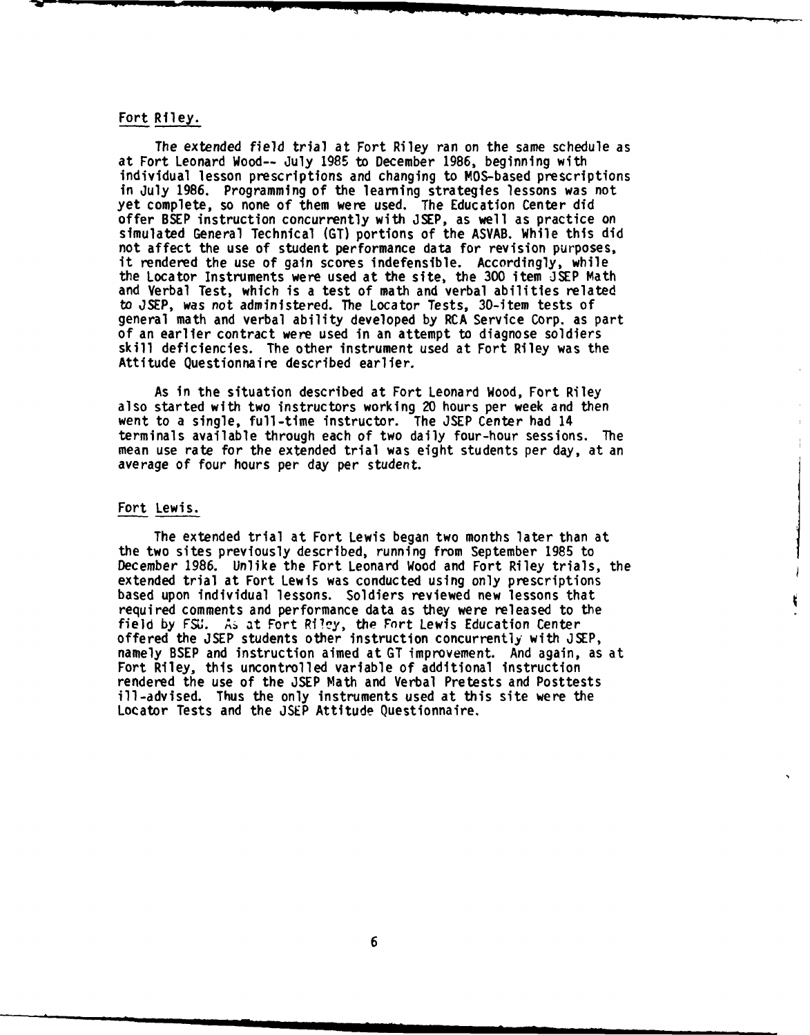Fort Riley.

The extended field trial at Fort Riley ran on the same schedule as at Fort Leonard Wood-- July 1985 to December 1986, beginning with individual lesson prescriptions and changing to MOS-based prescriptions in July 1986. Programming of the learning strategies lessons was not yet complete, so none of them were used. The Education Center did offer BSEP instruction concurrently with JSEP, as well as practice on simulated General Technical (GT) portions of the ASVAB. While this did not affect the use of student performance data for revision purposes, it rendered the use of gain scores indefensible. Accordingly, while the Locator Instruments were used at the site, the 300 item JSEP Math and Verbal Test, which is a test of math and verbal abilities related to JSEP, was not administered. The Locator Tests, 30-item tests of general math and verbal ability developed by RCA Service Corp. as part of an earlier contract were used in an attempt to diagnose soldiers skill deficiencies. The other instrument used at Fort Riley was the Attitude Questionnaire described earlier.

As in the situation described at Fort Leonard Wood, Fort Riley also started with two instructors working 20 hours per week and then went to a single, full-time instructor. The JSEP Center had 14 terminals available through each of two daily four-hour sessions. The mean use rate for the extended trial was eight students per day, at an average of four hours per day per student.

Fort Lewis.

The extended trial at Fort Lewis began two months later than at the two sites previously described, running from September 1985 to December 1986. Unlike the Fort Leonard Wood and Fort Riley trials, the extended trial at Fort Lewis was conducted using only prescriptions based upon individual lessons. Soldiers reviewed new lessons that required comments and performance data as they were released to the field by FSU. As at Fort Riley, the Fort Lewis Education Center offered the JSEP students other instruction concurrently with JSEP, namely BSEP and instruction aimed at GT improvement. And again, as at Fort Riley, this uncontrolled variable of additional instruction rendered the use of the JSEP Math and Verbal Pretests and Posttests ill-advised. Thus the only instruments used at this site were the Locator Tests and the JSEP Attitude Questionnaire.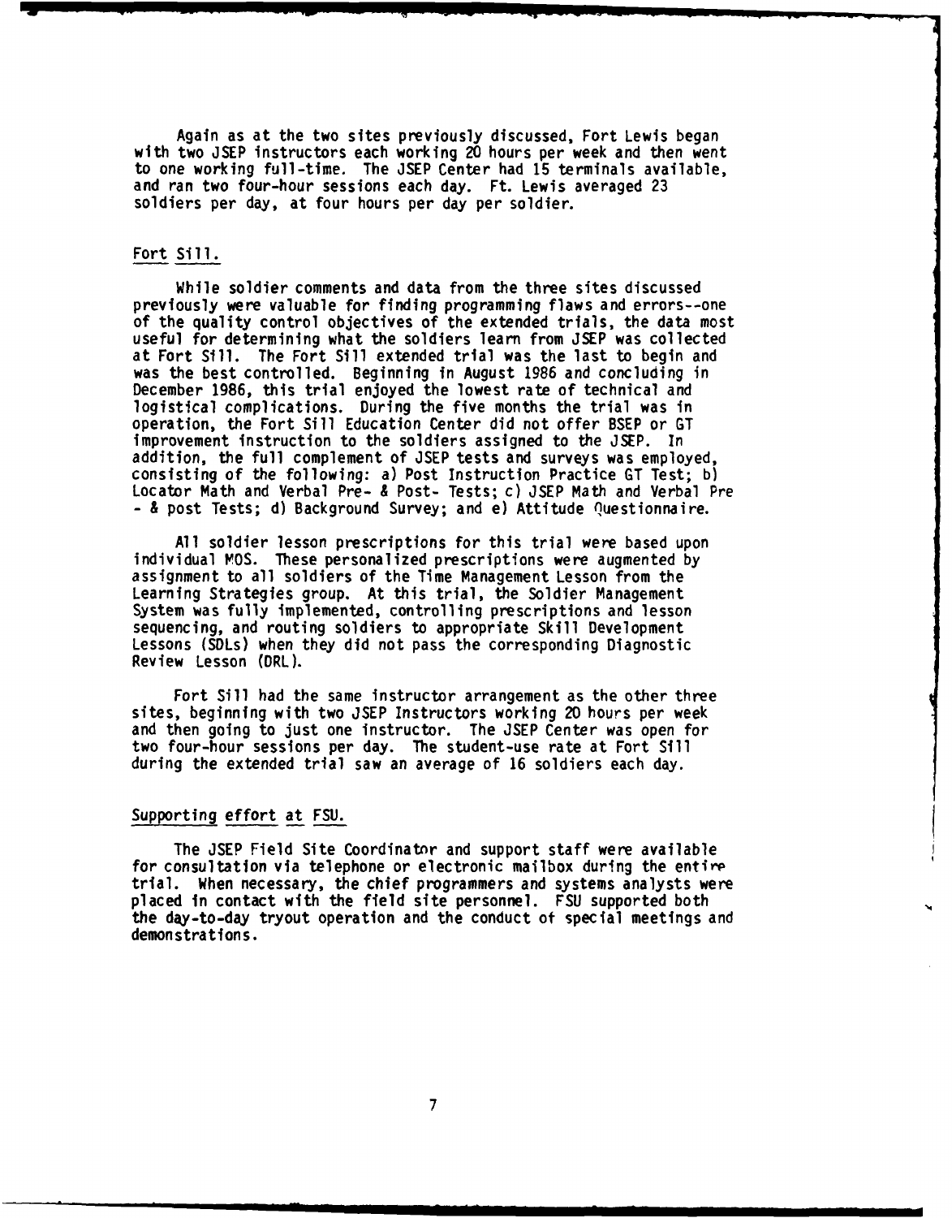Again as at the two sites previously discussed, Fort Lewis began with two JSEP instructors each working 20 hours per week and then went to one working full-time. The JSEP Center had 15 terminals available, and ran two four-hour sessions each day. Ft. Lewis averaged 23 soldiers per day, at four hours per day per soldier.

## Fort Sill.

While soldier comments and data from the three sites discussed previously were valuable for finding programming flaws and errors--one of the quality control objectives of the extended trials, the data most useful for determining what the soldiers learn from JSEP was collected at Fort Sill. The Fort Sill extended trial was the last to begin and was the best controlled. Beginning in August 1986 and concluding in December 1986, this trial enjoyed the lowest rate of technical and logistical complications. During the five months the trial was in operation, the Fort Sill Education Center did not offer BSEP or GT improvement instruction to the soldiers assigned to the JSEP. In addition, the full complement of JSEP tests and surveys was employed, consisting of the following: a) Post Instruction Practice GT Test; b) Locator Math and Verbal Pre- & Post- Tests; c) JSEP Math and Verbal Pre - & post Tests; d) Background Survey; and e) Attitude Questionnaire.

All soldier lesson prescriptions for this trial were based upon individual MOS. These personalized prescriptions were augmented by assignment to all soldiers of the Time Management Lesson from the Learning Strategies group. At this trial, the Soldier Management System was fully implemented, controlling prescriptions and lesson sequencing, and routing soldiers to appropriate Skill Development Lessons (SDLs) when they did not pass the corresponding Diagnostic Review Lesson (DRL).

Fort Sill had the same instructor arrangement as the other three sites, beginning with two JSEP Instructors working 20 hours per week and then going to just one instructor. The JSEP Center was open for two four-hour sessions per day. The student-use rate at Fort Sill during the extended trial saw an average of 16 soldiers each day.

## Supporting effort at FSU.

The JSEP Field Site Coordinator and support staff were available for consultation via telephone or electronic mailbox during the entire trial. When necessary, the chief programmers and systems analysts were placed in contact with the field site personnel. FSU supported both the day-to-day tryout operation and the conduct of special meetings and demonstrations.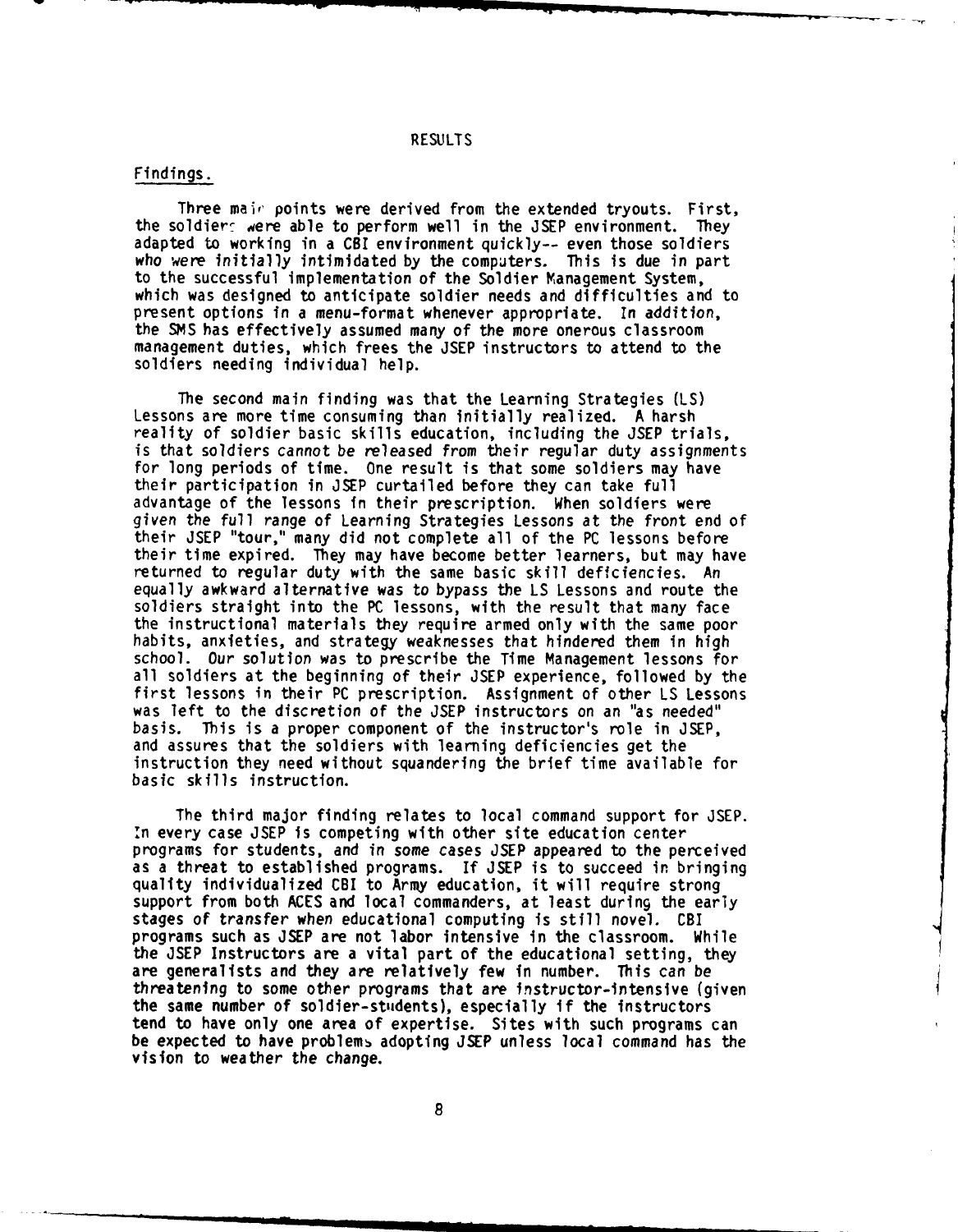# RESULTS

## Findings.

Three main points were derived from the extended tryouts. First, the soldiers were able to perform well in the JSEP environment. They adapted to working in a CBI environment quickly-- even those soldiers who were initially intimidated by the computers. This is due in part to the successful implementation of the Soldier Management System, which was designed to anticipate soldier needs and difficulties and to present options in a menu-format whenever appropriate. In addition, the SMS has effectively assumed many of the more onerous classroom management duties, which frees the JSEP instructors to attend to the soldiers needing individual help.

The second main finding was that the Learning Strategies (LS) Lessons are more time consuming than initially realized. A harsh reality of soldier basic skills education, including the JSEP trials, is that soldiers cannot be released from their regular duty assignments for long periods of time. One result is that some soldiers may have their participation in JSEP curtailed before they can take full advantage of the lessons in their prescription. When soldiers were given the full range of Learning Strategies Lessons at the front end of their JSEP "tour," many did not complete all of the PC lessons before their time expired. They may have become better learners, but may have returned to regular duty with the same basic skill deficiencies. An equally awkward alternative was to bypass the LS Lessons and route the soldiers straight into the PC lessons, with the result that many face the instructional materials they require armed only with the same poor habits, anxieties, and strategy weaknesses that hindered them in high school. Our solution was to prescribe the Time Management lessons for all soldiers at the beginning of their JSEP experience, followed by the first lessons in their PC prescription. Assignment of other LS Lessons was left to the discretion of the JSEP instructors on an "as needed" basis. This is a proper component of the instructor's role in JSEP, and assures that the soldiers with learning deficiencies get the instruction they need without squandering the brief time available for basic skills instruction.

The third major finding relates to local command support for JSEP. In every case JSEP is competing with other site education center programs for students, and in some cases JSEP appeared to the perceived as a threat to established programs. If JSEP is to succeed in bringing quality individualized CBI to Army education, it will require strong support from both ACES and local commanders, at least during the early stages of transfer when educational computing is still novel. CBI programs such as JSEP are not labor intensive in the classroom. While the JSEP Instructors are a vital part of the educational setting, they are generalists and they are relatively few in number. This can be threatening to some other programs that are instructor-intensive (given the same number of soldier-students), especially if the instructors tend to have only one area of expertise. Sites with such programs can be expected to have problems adopting JSEP unless local command has the vision to weather the change.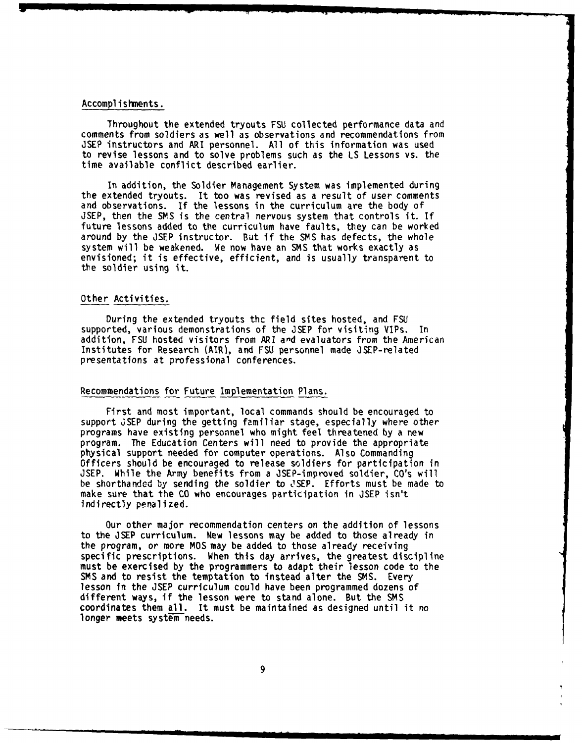## Accomplishments.

Throughout the extended tryouts FSU collected performance data and comments from soldiers as well as observations and recommendations from JSEP instructors and ARI personnel. All of this information was used to revise lessons and to solve problems such as the LS Lessons vs. the time available conflict described earlier.

In addition, the Soldier Management System was implemented during the extended tryouts. It too was revised as a result of user comments and observations. If the lessons in the curriculum are the body of JSEP, then the SMS is the central nervous system that controls it. If future lessons added to the curriculum have faults, they can be worked around by the JSEP instructor. But if the SMS has defects, the whole system will be weakened. We now have an SMS that works exactly as envisioned; it is effective, efficient, and is usually transparent to the soldier using it.

## Other Activities.

During the extended tryouts the field sites hosted, and FSU supported, various demonstrations of the JSEP for visiting VIPs. In addition, FSU hosted visitors from ARI and evaluators from the American Institutes for Research (AIR), and FSU personnel made JSEP-related presentations at professional conferences.

## Recommendations for Future Implementation Plans.

First and most important, local commands should be encouraged to support JSEP during the getting familiar stage, especially where other programs have existing personnel who might feel threatened by a new program. The Education Centers will need to provide the appropriate physical support needed for computer operations. Also Commanding Officers should be encouraged to release soldiers for participation in JSEP. While the Army benefits from a JSEP-improved soldier, CO's will be shorthanded by sending the soldier to JSEP. Efforts must be made to make sure that the CO who encourages participation in JSEP isn't indirectly penalized.

Our other major recommendation centers on the addition of lessons to the JSEP curriculum. New lessons may be added to those already in the program, or more MOS may be added to those already receiving specific prescriptions. When this day arrives, the greatest discipline must be exercised by the programmers to adapt their lesson code to the SMS and to resist the temptation to instead alter the SMS. Every lesson in the JSEP curriculum could have been programmed dozens of different ways, if the lesson were to stand alone. But the SMS coordinates them all. It must be maintained as designed until it no longer meets system needs.